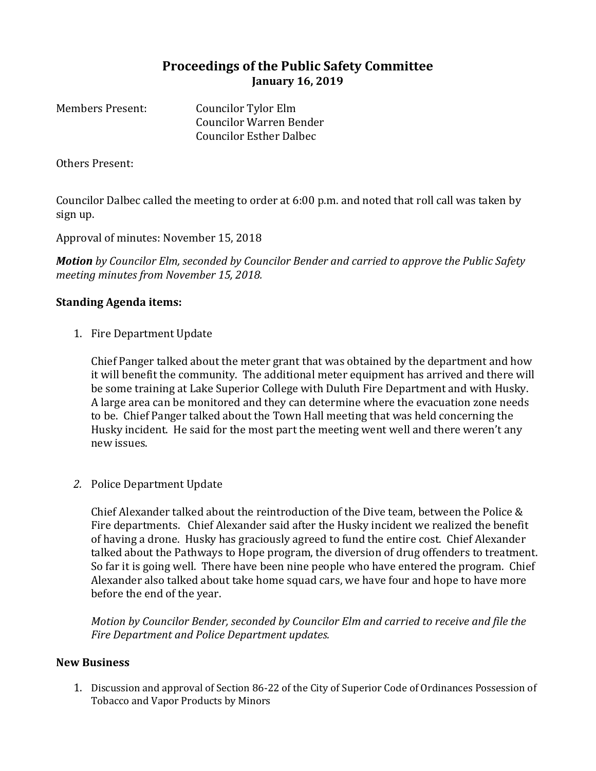# Proceedings of the Public Safety Committee
## January 16, 2019

Members Present: Councilor Tylor Elm
Councilor Warren Bender
Councilor Esther Dalbec

Others Present:

Councilor Dalbec called the meeting to order at 6:00 p.m. and noted that roll call was taken by sign up.

Approval of minutes: November 15, 2018

***Motion*** *by Councilor Elm, seconded by Councilor Bender and carried to approve the Public Safety meeting minutes from November 15, 2018.*

**Standing Agenda items:**

1. Fire Department Update

   Chief Panger talked about the meter grant that was obtained by the department and how it will benefit the community. The additional meter equipment has arrived and there will be some training at Lake Superior College with Duluth Fire Department and with Husky. A large area can be monitored and they can determine where the evacuation zone needs to be. Chief Panger talked about the Town Hall meeting that was held concerning the Husky incident. He said for the most part the meeting went well and there weren't any new issues.

2. Police Department Update

   Chief Alexander talked about the reintroduction of the Dive team, between the Police & Fire departments. Chief Alexander said after the Husky incident we realized the benefit of having a drone. Husky has graciously agreed to fund the entire cost. Chief Alexander talked about the Pathways to Hope program, the diversion of drug offenders to treatment. So far it is going well. There have been nine people who have entered the program. Chief Alexander also talked about take home squad cars, we have four and hope to have more before the end of the year.

   *Motion by Councilor Bender, seconded by Councilor Elm and carried to receive and file the Fire Department and Police Department updates.*

**New Business**

1. Discussion and approval of Section 86-22 of the City of Superior Code of Ordinances Possession of Tobacco and Vapor Products by Minors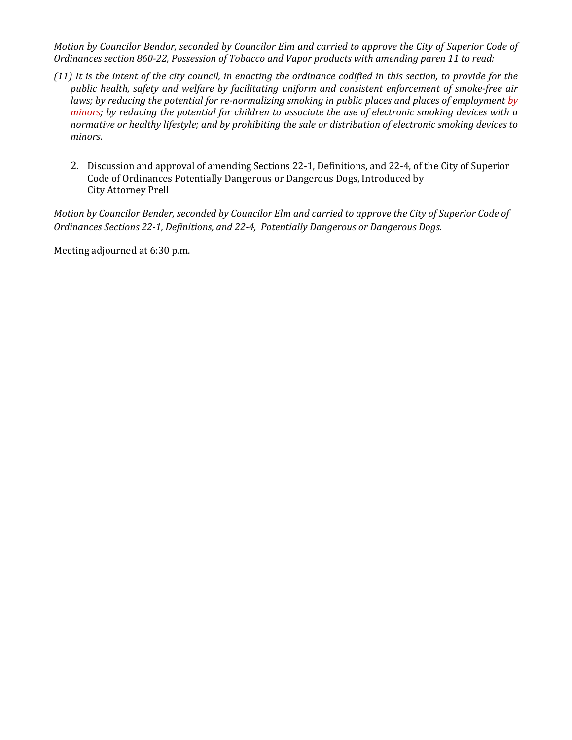*Motion by Councilor Bendor, seconded by Councilor Elm and carried to approve the City of Superior Code of Ordinances section 860-22, Possession of Tobacco and Vapor products with amending paren 11 to read:*

*(11) It is the intent of the city council, in enacting the ordinance codified in this section, to provide for the public health, safety and welfare by facilitating uniform and consistent enforcement of smoke-free air laws; by reducing the potential for re-normalizing smoking in public places and places of employment by minors; by reducing the potential for children to associate the use of electronic smoking devices with a normative or healthy lifestyle; and by prohibiting the sale or distribution of electronic smoking devices to minors.*

2. Discussion and approval of amending Sections 22-1, Definitions, and 22-4, of the City of Superior Code of Ordinances Potentially Dangerous or Dangerous Dogs, Introduced by City Attorney Prell

*Motion by Councilor Bender, seconded by Councilor Elm and carried to approve the City of Superior Code of Ordinances Sections 22-1, Definitions, and 22-4, Potentially Dangerous or Dangerous Dogs.*

Meeting adjourned at 6:30 p.m.